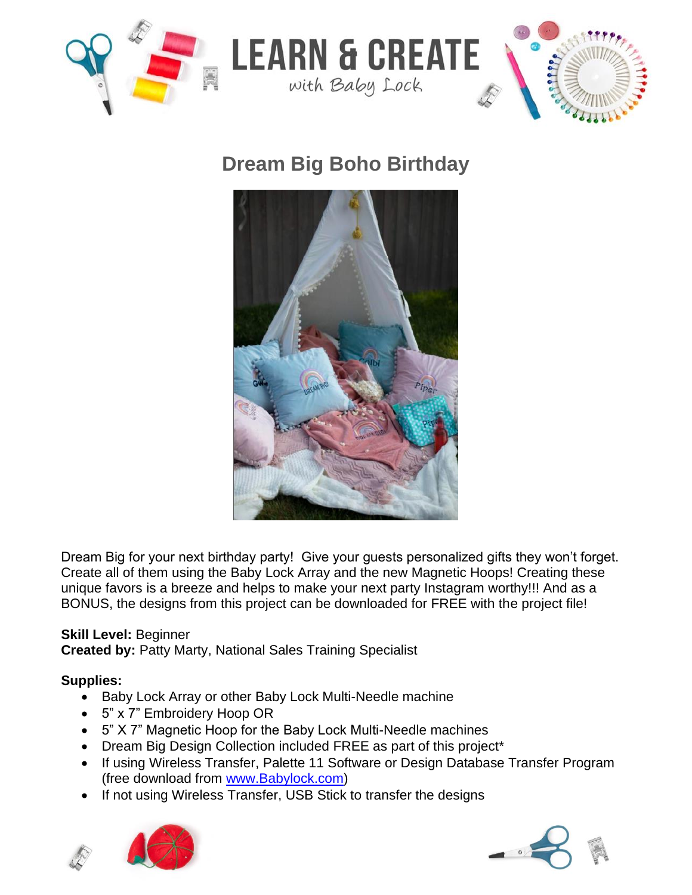# Dream Big Boho Birthday

Dream Big for your next birthday party! Give your guests personalized gifts they won't forget. Create all of them using the Baby Lock Array and the new Magnetic Hoops! Creating these unique favors is a breeze and helps to make your next party Instagram worthy!!! And as a BONUS, the designs from this project can be downloaded for FREE with the project file!

**Skill Level:** Beginner
**Created by:** Patty Marty, National Sales Training Specialist

**Supplies:**

- Baby Lock Array or other Baby Lock Multi-Needle machine
- 5" x 7" Embroidery Hoop OR
- 5" X 7" Magnetic Hoop for the Baby Lock Multi-Needle machines
- Dream Big Design Collection included FREE as part of this project*
- If using Wireless Transfer, Palette 11 Software or Design Database Transfer Program (free download from www.Babylock.com)
- If not using Wireless Transfer, USB Stick to transfer the designs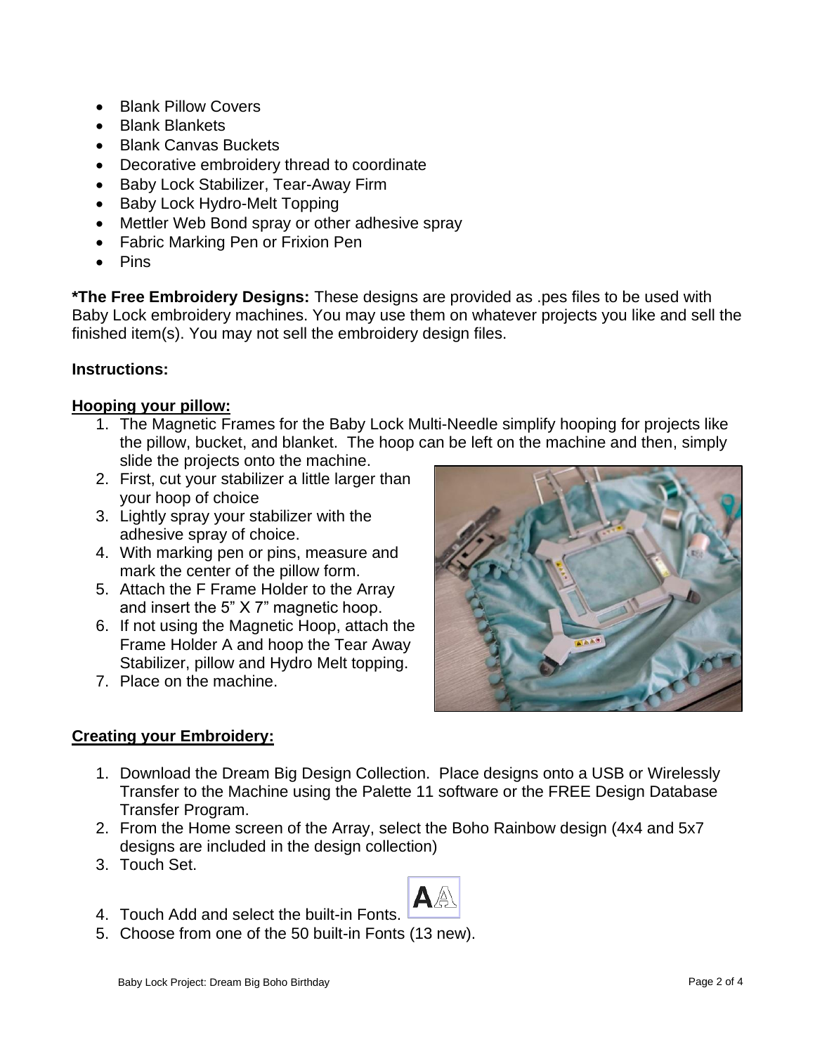- Blank Pillow Covers
- Blank Blankets
- Blank Canvas Buckets
- Decorative embroidery thread to coordinate
- Baby Lock Stabilizer, Tear-Away Firm
- Baby Lock Hydro-Melt Topping
- Mettler Web Bond spray or other adhesive spray
- Fabric Marking Pen or Frixion Pen
- Pins

**\*The Free Embroidery Designs:** These designs are provided as .pes files to be used with Baby Lock embroidery machines. You may use them on whatever projects you like and sell the finished item(s). You may not sell the embroidery design files.

**Instructions:**

**Hooping your pillow:**

1. The Magnetic Frames for the Baby Lock Multi-Needle simplify hooping for projects like the pillow, bucket, and blanket. The hoop can be left on the machine and then, simply slide the projects onto the machine.
2. First, cut your stabilizer a little larger than your hoop of choice
3. Lightly spray your stabilizer with the adhesive spray of choice.
4. With marking pen or pins, measure and mark the center of the pillow form.
5. Attach the F Frame Holder to the Array and insert the 5" X 7" magnetic hoop.
6. If not using the Magnetic Hoop, attach the Frame Holder A and hoop the Tear Away Stabilizer, pillow and Hydro Melt topping.
7. Place on the machine.

**Creating your Embroidery:**

1. Download the Dream Big Design Collection. Place designs onto a USB or Wirelessly Transfer to the Machine using the Palette 11 software or the FREE Design Database Transfer Program.
2. From the Home screen of the Array, select the Boho Rainbow design (4x4 and 5x7 designs are included in the design collection)
3. Touch Set.
4. Touch Add and select the built-in Fonts.
5. Choose from one of the 50 built-in Fonts (13 new).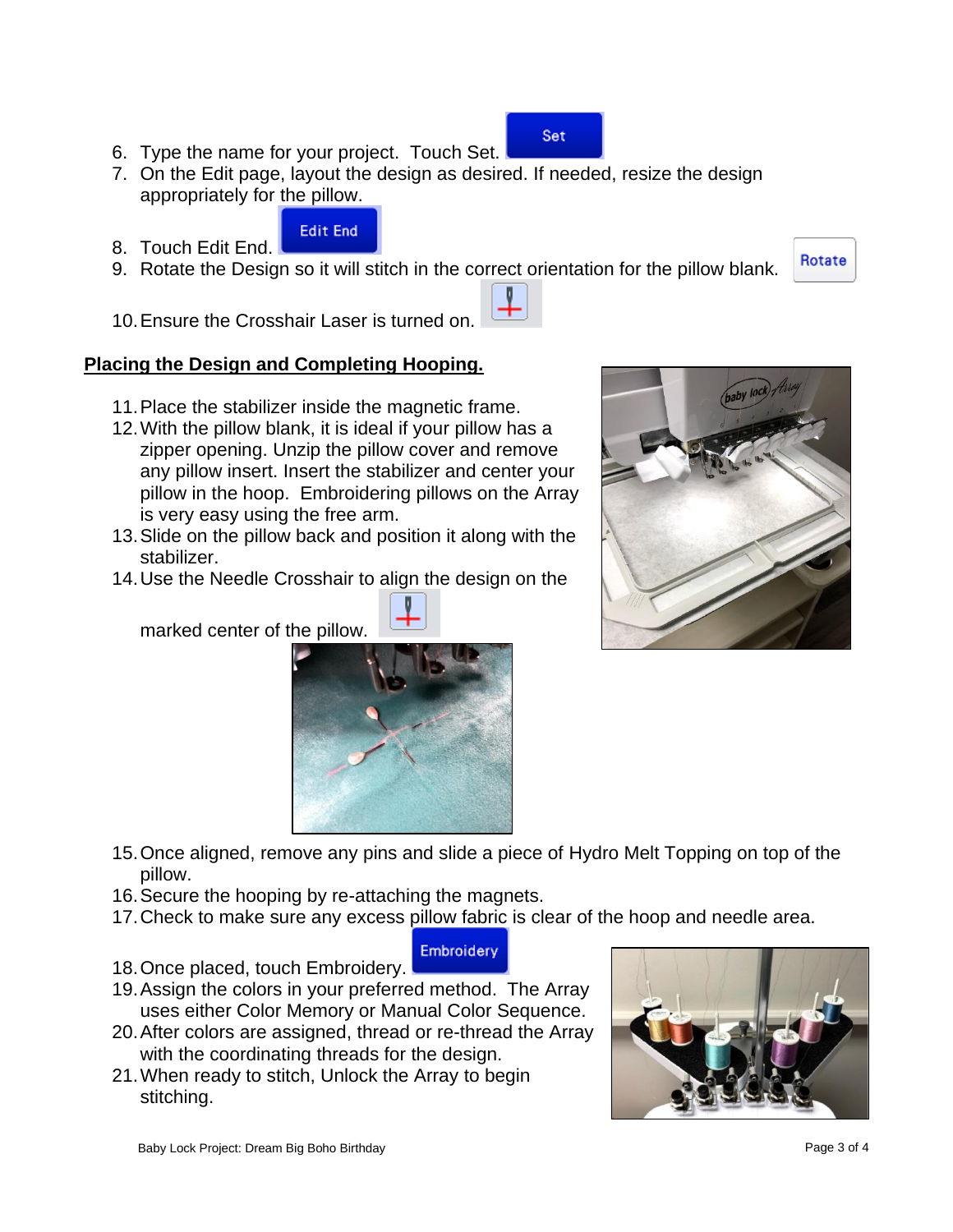6. Type the name for your project. Touch Set.
7. On the Edit page, layout the design as desired. If needed, resize the design appropriately for the pillow.
8. Touch Edit End.
9. Rotate the Design so it will stitch in the correct orientation for the pillow blank.
10. Ensure the Crosshair Laser is turned on.

**Placing the Design and Completing Hooping.**

11. Place the stabilizer inside the magnetic frame.
12. With the pillow blank, it is ideal if your pillow has a zipper opening. Unzip the pillow cover and remove any pillow insert. Insert the stabilizer and center your pillow in the hoop. Embroidering pillows on the Array is very easy using the free arm.
13. Slide on the pillow back and position it along with the stabilizer.
14. Use the Needle Crosshair to align the design on the marked center of the pillow.
15. Once aligned, remove any pins and slide a piece of Hydro Melt Topping on top of the pillow.
16. Secure the hooping by re-attaching the magnets.
17. Check to make sure any excess pillow fabric is clear of the hoop and needle area.
18. Once placed, touch Embroidery.
19. Assign the colors in your preferred method. The Array uses either Color Memory or Manual Color Sequence.
20. After colors are assigned, thread or re-thread the Array with the coordinating threads for the design.
21. When ready to stitch, Unlock the Array to begin stitching.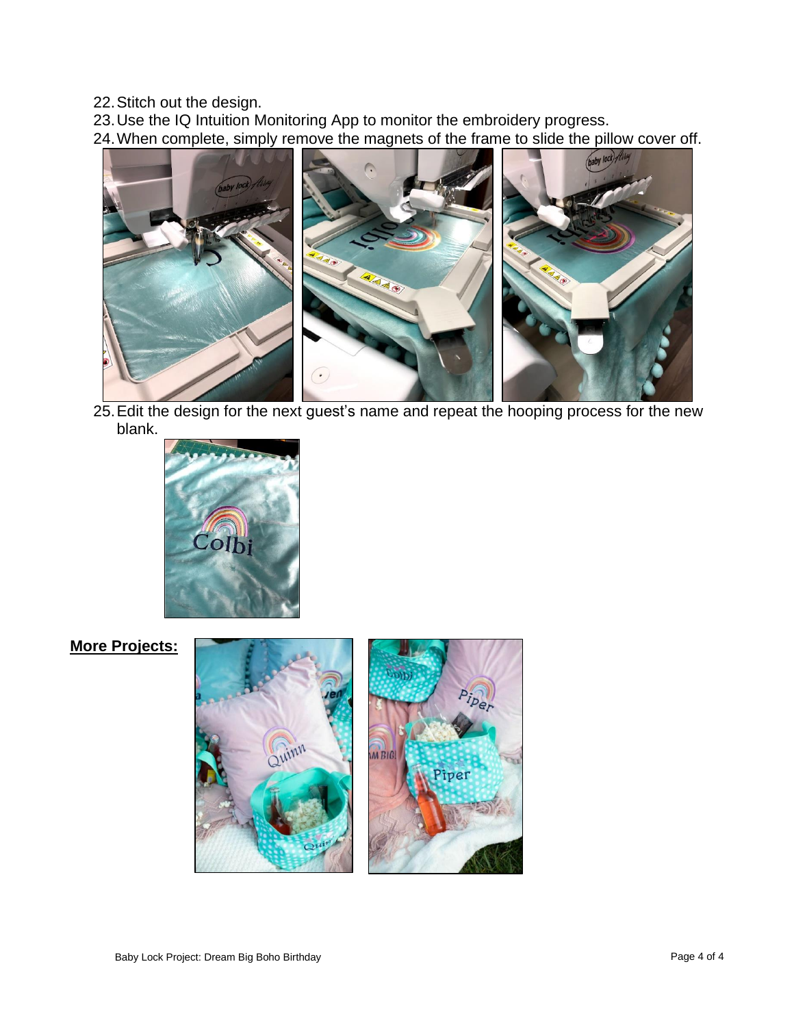22. Stitch out the design.
23. Use the IQ Intuition Monitoring App to monitor the embroidery progress.
24. When complete, simply remove the magnets of the frame to slide the pillow cover off.

25. Edit the design for the next guest's name and repeat the hooping process for the new blank.

**More Projects:**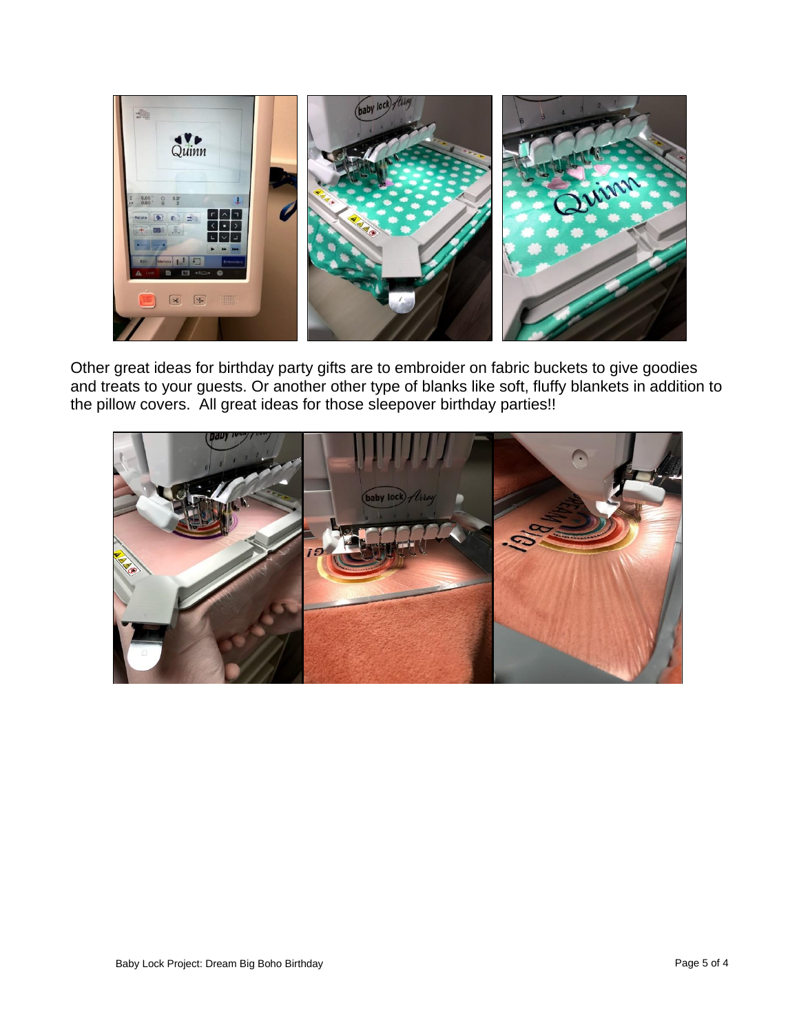Other great ideas for birthday party gifts are to embroider on fabric buckets to give goodies and treats to your guests. Or another other type of blanks like soft, fluffy blankets in addition to the pillow covers. All great ideas for those sleepover birthday parties!!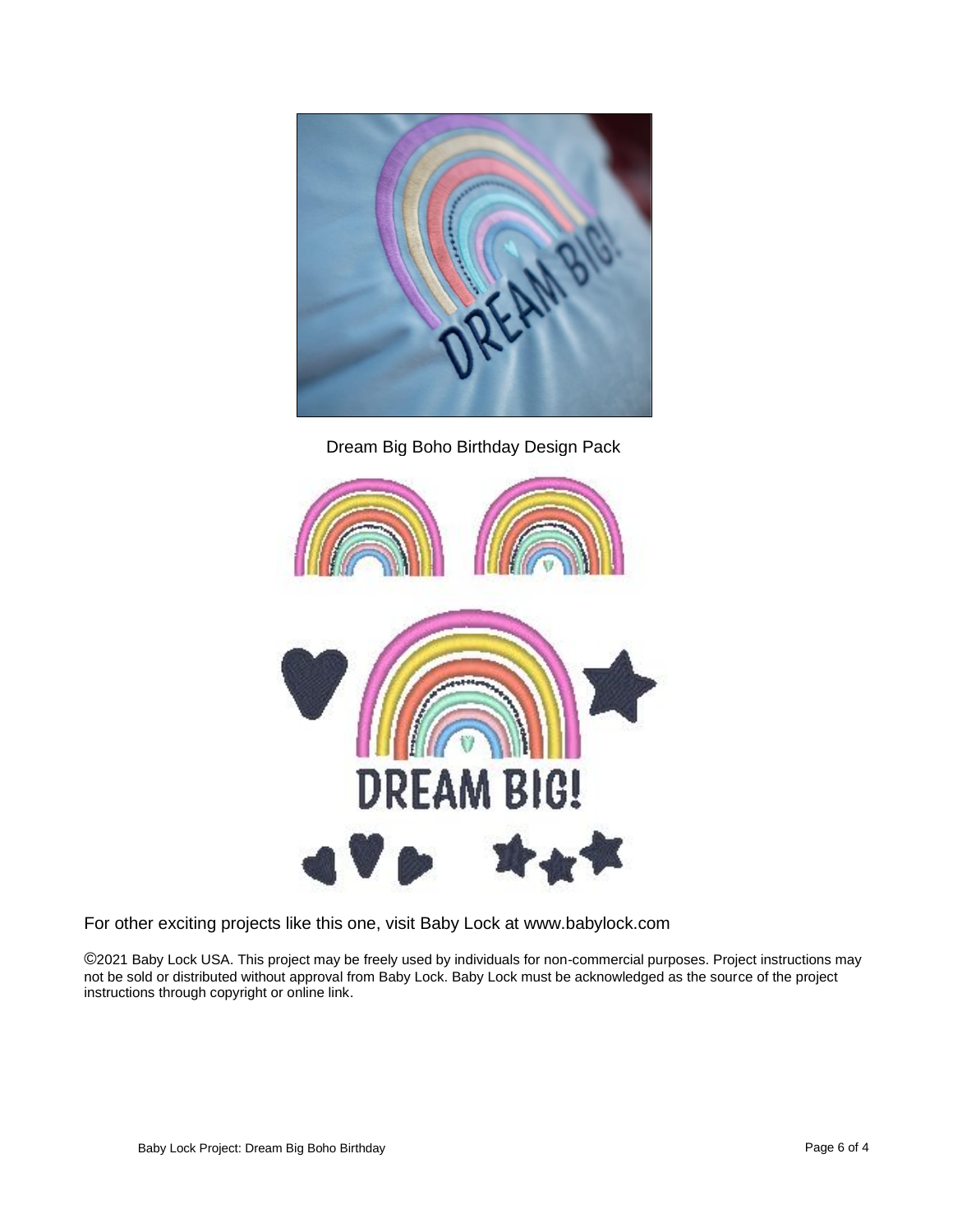Dream Big Boho Birthday Design Pack

For other exciting projects like this one, visit Baby Lock at www.babylock.com

©2021 Baby Lock USA. This project may be freely used by individuals for non-commercial purposes. Project instructions may not be sold or distributed without approval from Baby Lock. Baby Lock must be acknowledged as the source of the project instructions through copyright or online link.